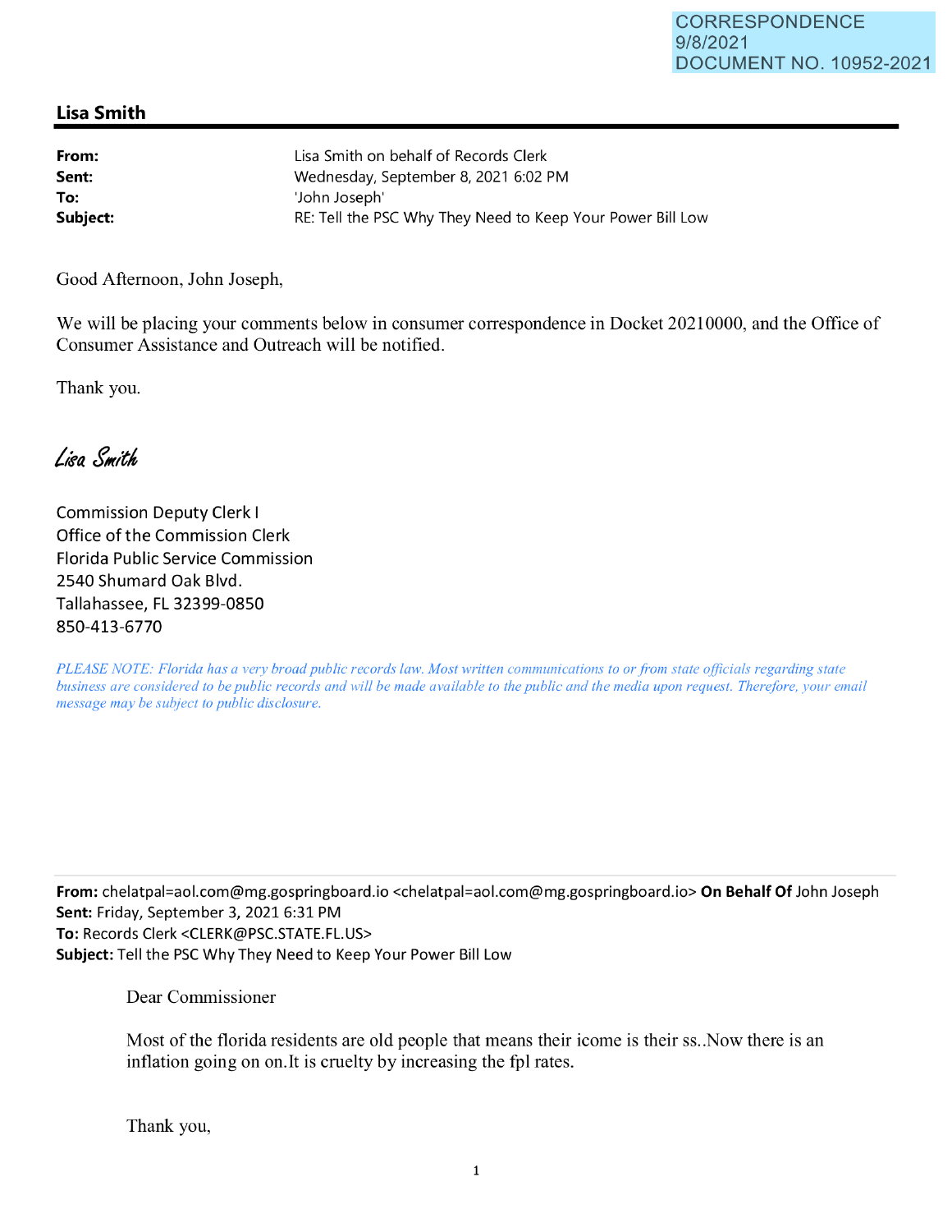CORRESPONDENCE
9/8/2021
DOCUMENT NO. 10952-2021

## Lisa Smith

**From:** Lisa Smith on behalf of Records Clerk
**Sent:** Wednesday, September 8, 2021 6:02 PM
**To:** 'John Joseph'
**Subject:** RE: Tell the PSC Why They Need to Keep Your Power Bill Low

Good Afternoon, John Joseph,

We will be placing your comments below in consumer correspondence in Docket 20210000, and the Office of Consumer Assistance and Outreach will be notified.

Thank you.

*Lisa Smith*

Commission Deputy Clerk I
Office of the Commission Clerk
Florida Public Service Commission
2540 Shumard Oak Blvd.
Tallahassee, FL 32399-0850
850-413-6770

*PLEASE NOTE: Florida has a very broad public records law. Most written communications to or from state officials regarding state business are considered to be public records and will be made available to the public and the media upon request. Therefore, your email message may be subject to public disclosure.*

---

**From:** chelatpal=aol.com@mg.gospringboard.io <chelatpal=aol.com@mg.gospringboard.io> **On Behalf Of** John Joseph
**Sent:** Friday, September 3, 2021 6:31 PM
**To:** Records Clerk <CLERK@PSC.STATE.FL.US>
**Subject:** Tell the PSC Why They Need to Keep Your Power Bill Low

Dear Commissioner

Most of the florida residents are old people that means their icome is their ss..Now there is an inflation going on on.It is cruelty by increasing the fpl rates.

Thank you,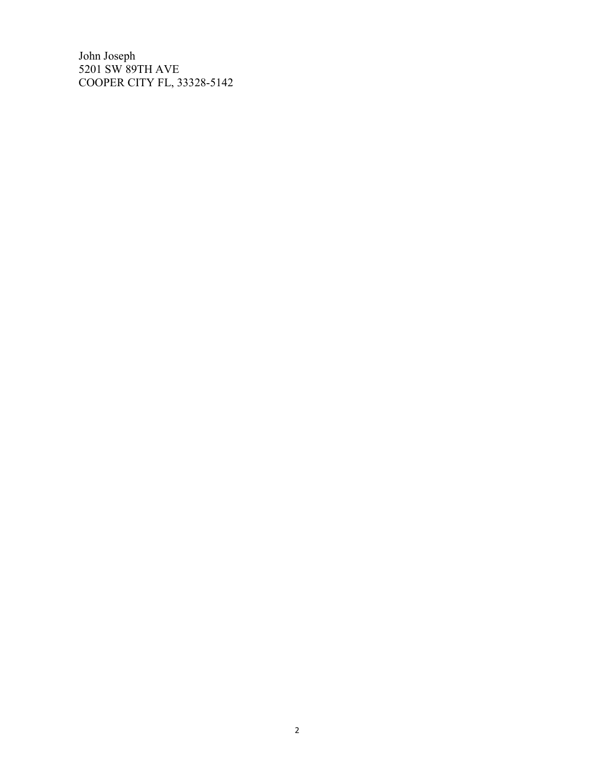John Joseph
5201 SW 89TH AVE
COOPER CITY FL, 33328-5142